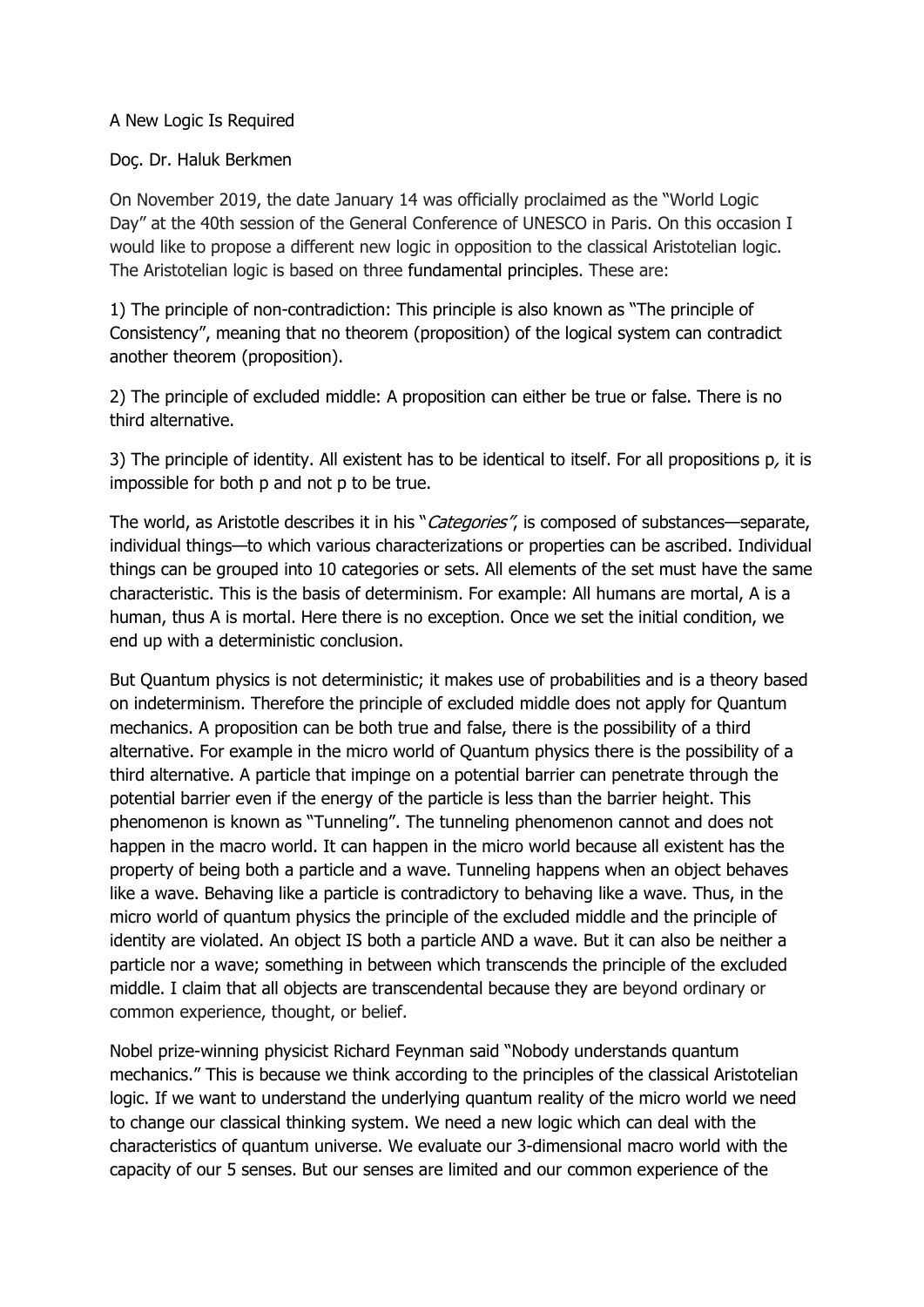# A New Logic Is Required

Doç. Dr. Haluk Berkmen

On November 2019, the date January 14 was officially proclaimed as the "World Logic Day" at the 40th session of the General Conference of UNESCO in Paris. On this occasion I would like to propose a different new logic in opposition to the classical Aristotelian logic. The Aristotelian logic is based on three fundamental principles. These are:

1) The principle of non-contradiction: This principle is also known as "The principle of Consistency", meaning that no theorem (proposition) of the logical system can contradict another theorem (proposition).

2) The principle of excluded middle: A proposition can either be true or false. There is no third alternative.

3) The principle of identity. All existent has to be identical to itself. For all propositions p*,* it is impossible for both p and not p to be true.

The world, as Aristotle describes it in his "*Categories"*, is composed of substances—separate, individual things—to which various characterizations or properties can be ascribed. Individual things can be grouped into 10 categories or sets. All elements of the set must have the same characteristic. This is the basis of determinism. For example: All humans are mortal, A is a human, thus A is mortal. Here there is no exception. Once we set the initial condition, we end up with a deterministic conclusion.

But Quantum physics is not deterministic; it makes use of probabilities and is a theory based on indeterminism. Therefore the principle of excluded middle does not apply for Quantum mechanics. A proposition can be both true and false, there is the possibility of a third alternative. For example in the micro world of Quantum physics there is the possibility of a third alternative. A particle that impinge on a potential barrier can penetrate through the potential barrier even if the energy of the particle is less than the barrier height. This phenomenon is known as "Tunneling". The tunneling phenomenon cannot and does not happen in the macro world. It can happen in the micro world because all existent has the property of being both a particle and a wave. Tunneling happens when an object behaves like a wave. Behaving like a particle is contradictory to behaving like a wave. Thus, in the micro world of quantum physics the principle of the excluded middle and the principle of identity are violated. An object IS both a particle AND a wave. But it can also be neither a particle nor a wave; something in between which transcends the principle of the excluded middle. I claim that all objects are transcendental because they are beyond ordinary or common experience, thought, or belief.

Nobel prize-winning physicist Richard Feynman said "Nobody understands quantum mechanics." This is because we think according to the principles of the classical Aristotelian logic. If we want to understand the underlying quantum reality of the micro world we need to change our classical thinking system. We need a new logic which can deal with the characteristics of quantum universe. We evaluate our 3-dimensional macro world with the capacity of our 5 senses. But our senses are limited and our common experience of the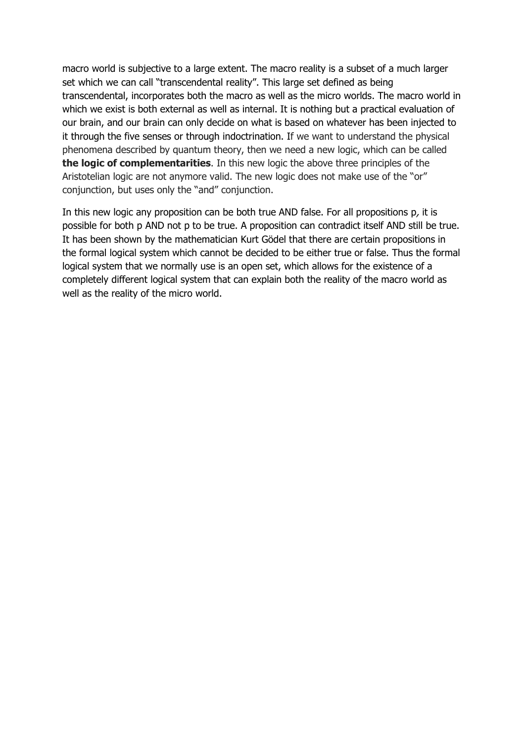macro world is subjective to a large extent. The macro reality is a subset of a much larger set which we can call "transcendental reality". This large set defined as being transcendental, incorporates both the macro as well as the micro worlds. The macro world in which we exist is both external as well as internal. It is nothing but a practical evaluation of our brain, and our brain can only decide on what is based on whatever has been injected to it through the five senses or through indoctrination. If we want to understand the physical phenomena described by quantum theory, then we need a new logic, which can be called **the logic of complementarities**. In this new logic the above three principles of the Aristotelian logic are not anymore valid. The new logic does not make use of the "or" conjunction, but uses only the "and" conjunction.

In this new logic any proposition can be both true AND false. For all propositions p, it is possible for both p AND not p to be true. A proposition can contradict itself AND still be true. It has been shown by the mathematician Kurt Gödel that there are certain propositions in the formal logical system which cannot be decided to be either true or false. Thus the formal logical system that we normally use is an open set, which allows for the existence of a completely different logical system that can explain both the reality of the macro world as well as the reality of the micro world.